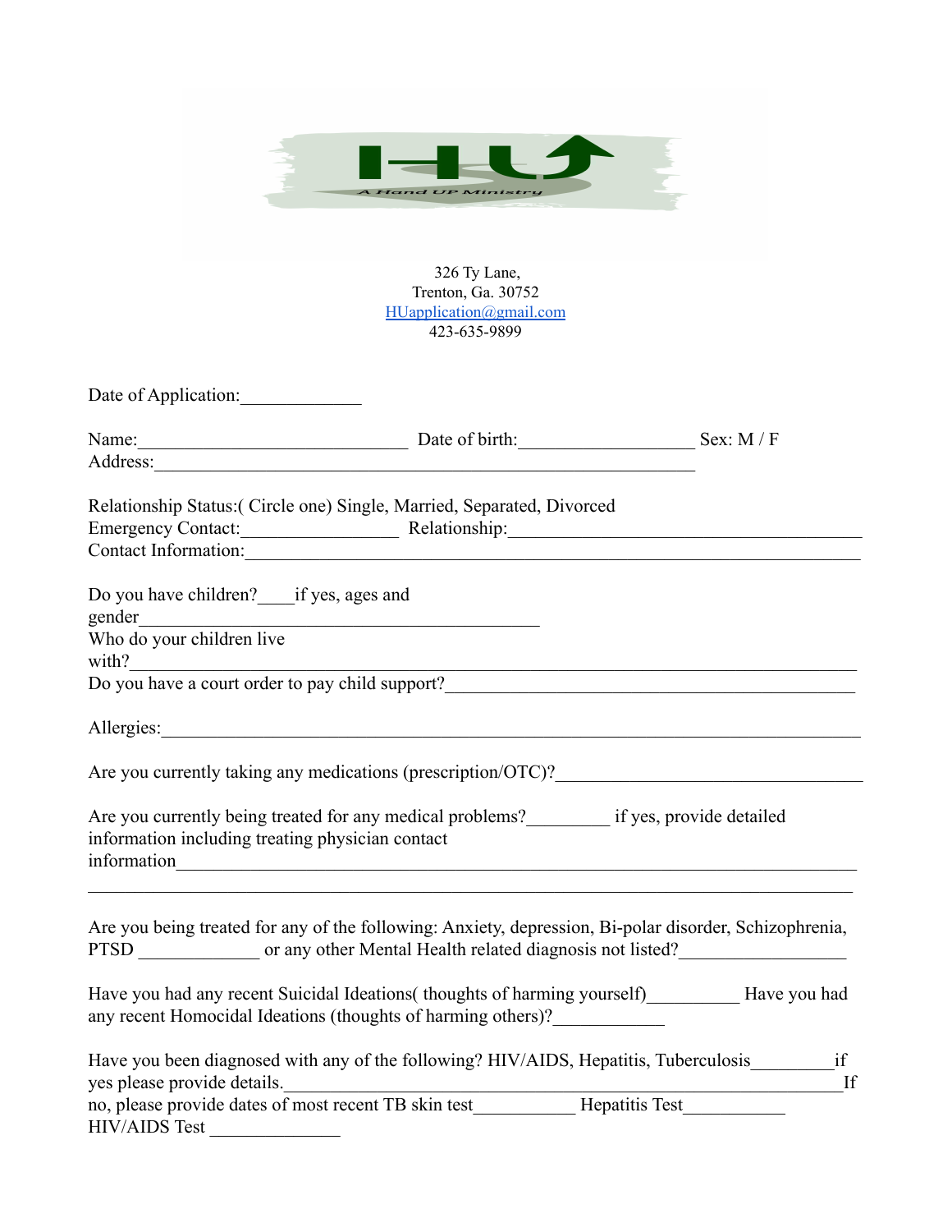326 Ty Lane,
Trenton, Ga. 30752
HUapplication@gmail.com
423-635-9899

Date of Application:_____________

Name:____________________________ Date of birth:___________________ Sex: M / F
Address:___________________________________________________________

Relationship Status:( Circle one) Single, Married, Separated, Divorced
Emergency Contact:_________________ Relationship:_______________________________________
Contact Information:_________________________________________________________________

Do you have children?____if yes, ages and gender_____________________________________________
Who do your children live with?______________________________________________________________
Do you have a court order to pay child support?___________________________________________

Allergies:____________________________________________________________________________

Are you currently taking any medications (prescription/OTC)?_________________________________

Are you currently being treated for any medical problems?_________ if yes, provide detailed information including treating physician contact information__________________________________________________________________________
_____________________________________________________________________________________

Are you being treated for any of the following: Anxiety, depression, Bi-polar disorder, Schizophrenia, PTSD _____________ or any other Mental Health related diagnosis not listed?_________________

Have you had any recent Suicidal Ideations( thoughts of harming yourself)__________ Have you had any recent Homocidal Ideations (thoughts of harming others)?____________

Have you been diagnosed with any of the following? HIV/AIDS, Hepatitis, Tuberculosis_________if yes please provide details.___________________________________________________________If no, please provide dates of most recent TB skin test___________ Hepatitis Test___________ HIV/AIDS Test ______________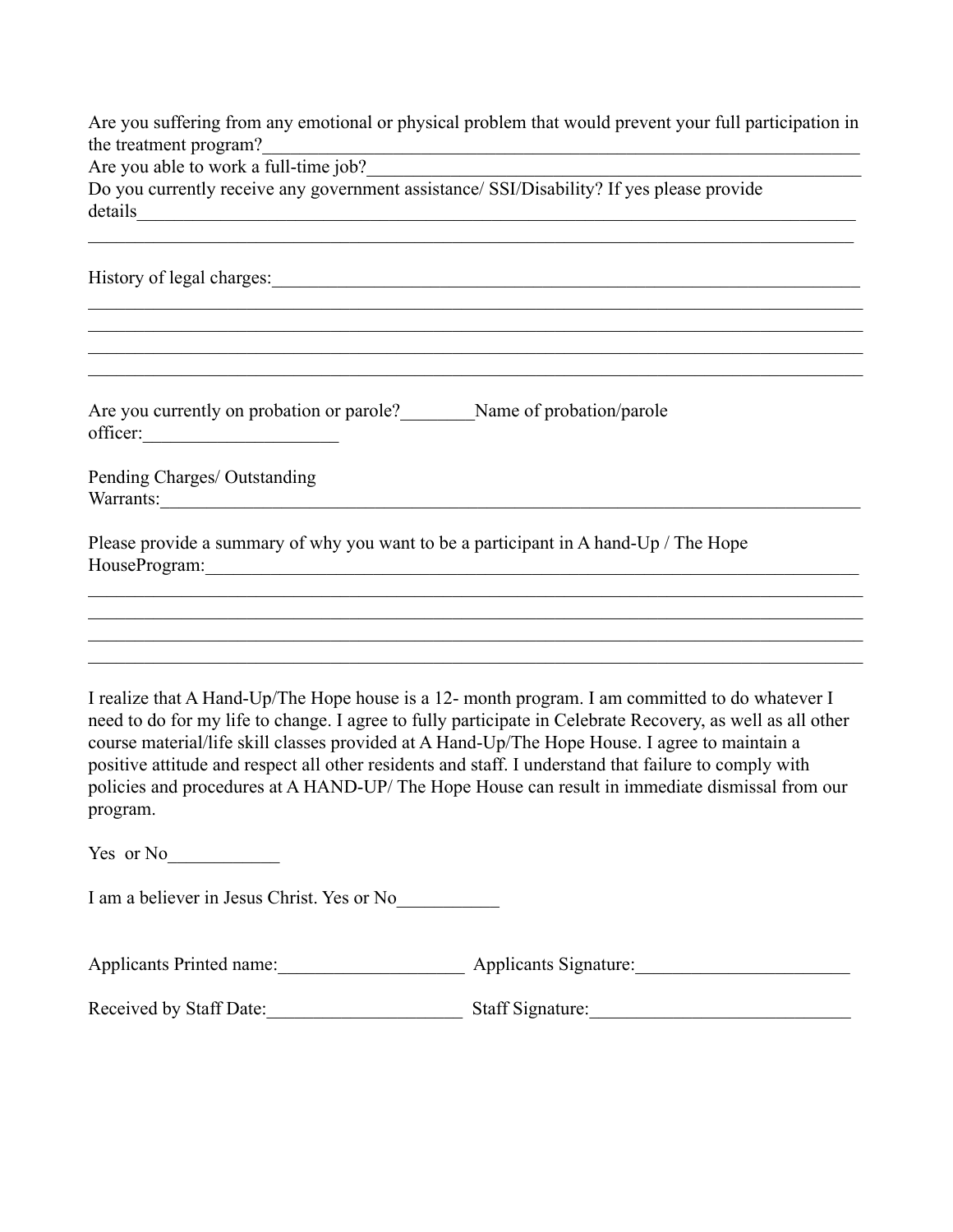Are you suffering from any emotional or physical problem that would prevent your full participation in the treatment program?______________________________________________________________

Are you able to work a full-time job?______________________________________________________

Do you currently receive any government assistance/ SSI/Disability? If yes please provide details_____________________________________________________________________________

_____________________________________________________________________________________

History of legal charges:_______________________________________________________________

_____________________________________________________________________________________

_____________________________________________________________________________________

_____________________________________________________________________________________

_____________________________________________________________________________________

Are you currently on probation or parole?________Name of probation/parole officer:_____________________

Pending Charges/ Outstanding Warrants:__________________________________________________________________________

Please provide a summary of why you want to be a participant in A hand-Up / The Hope HouseProgram:_____________________________________________________________________

_____________________________________________________________________________________

_____________________________________________________________________________________

_____________________________________________________________________________________

_____________________________________________________________________________________

I realize that A Hand-Up/The Hope house is a 12- month program. I am committed to do whatever I need to do for my life to change. I agree to fully participate in Celebrate Recovery, as well as all other course material/life skill classes provided at A Hand-Up/The Hope House. I agree to maintain a positive attitude and respect all other residents and staff. I understand that failure to comply with policies and procedures at A HAND-UP/ The Hope House can result in immediate dismissal from our program.

Yes or No____________

I am a believer in Jesus Christ. Yes or No___________

Applicants Printed name:____________________ Applicants Signature:_______________________

Received by Staff Date:_____________________ Staff Signature:____________________________